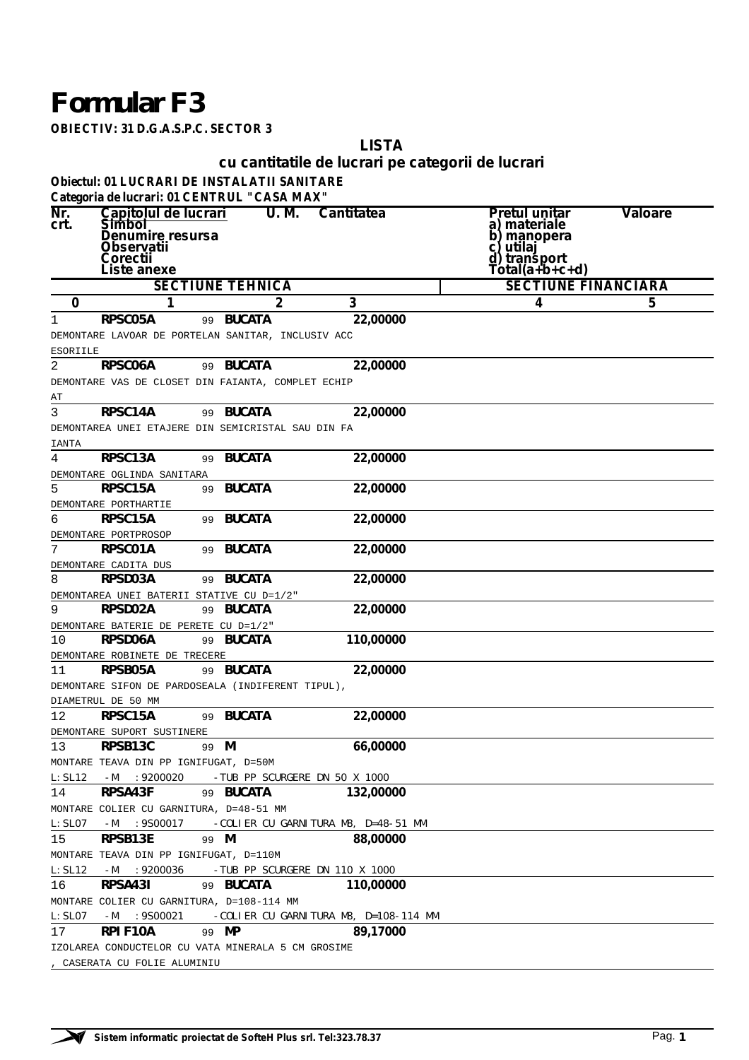# Formular F3

**OBIECTIV: 31 D.G.A.S.P.C. SECTOR 3**

## LISTA
## cu cantitatile de lucrari pe categorii de lucrari

**Obiectul: 01 LUCRARI DE INSTALATII SANITARE**
**Categoria de lucrari: 01 CENTRUL "CASA MAX"**

| Nr. crt. | Capitolul de lucrari / Simbol / Denumire resursa / Observatii / Corectii / Liste anexe | U. M. | Cantitatea | Pretul unitar a) materiale b) manopera c) utilaj d) transport Total(a+b+c+d) | Valoare |
|---|---|---|---|---|---|
| | SECTIUNE TEHNICA | | | SECTIUNE FINANCIARA | |
| 0 | 1 | 2 | 3 | 4 | 5 |
| 1 | **RPSC05A** 99<br>DEMONTARE LAVOAR DE PORTELAN SANITAR, INCLUSIV ACC ESORIILE | **BUCATA** | 22,00000 | | |
| 2 | **RPSC06A** 99<br>DEMONTARE VAS DE CLOSET DIN FAIANTA, COMPLET ECHIP AT | **BUCATA** | 22,00000 | | |
| 3 | **RPSC14A** 99<br>DEMONTAREA UNEI ETAJERE DIN SEMICRISTAL SAU DIN FA IANTA | **BUCATA** | 22,00000 | | |
| 4 | **RPSC13A** 99<br>DEMONTARE OGLINDA SANITARA | **BUCATA** | 22,00000 | | |
| 5 | **RPSC15A** 99<br>DEMONTARE PORTHARTIE | **BUCATA** | 22,00000 | | |
| 6 | **RPSC15A** 99<br>DEMONTARE PORTPROSOP | **BUCATA** | 22,00000 | | |
| 7 | **RPSC01A** 99<br>DEMONTARE CADITA DUS | **BUCATA** | 22,00000 | | |
| 8 | **RPSD03A** 99<br>DEMONTAREA UNEI BATERII STATIVE CU D=1/2" | **BUCATA** | 22,00000 | | |
| 9 | **RPSD02A** 99<br>DEMONTARE BATERIE DE PERETE CU D=1/2" | **BUCATA** | 22,00000 | | |
| 10 | **RPSD06A** 99<br>DEMONTARE ROBINETE DE TRECERE | **BUCATA** | 110,00000 | | |
| 11 | **RPSB05A** 99<br>DEMONTARE SIFON DE PARDOSEALA (INDIFERENT TIPUL), DIAMETRUL DE 50 MM | **BUCATA** | 22,00000 | | |
| 12 | **RPSC15A** 99<br>DEMONTARE SUPORT SUSTINERE | **BUCATA** | 22,00000 | | |
| 13 | **RPSB13C** 99<br>MONTARE TEAVA DIN PP IGNIFUGAT, D=50M<br>L:SL12 - M :9200020 - TUB PP SCURGERE DN 50 X 1000 | **M** | 66,00000 | | |
| 14 | **RPSA43F** 99<br>MONTARE COLIER CU GARNITURA, D=48-51 MM<br>L:SL07 - M :9S00017 - COLIER CU GARNITURA M8, D=48-51 MM | **BUCATA** | 132,00000 | | |
| 15 | **RPSB13E** 99<br>MONTARE TEAVA DIN PP IGNIFUGAT, D=110M<br>L:SL12 - M :9200036 - TUB PP SCURGERE DN 110 X 1000 | **M** | 88,00000 | | |
| 16 | **RPSA43I** 99<br>MONTARE COLIER CU GARNITURA, D=108-114 MM<br>L:SL07 - M :9S00021 - COLIER CU GARNITURA M8, D=108-114 MM | **BUCATA** | 110,00000 | | |
| 17 | **RPIF10A** 99<br>IZOLAREA CONDUCTELOR CU VATA MINERALA 5 CM GROSIME , CASERATA CU FOLIE ALUMINIU | **MP** | 89,17000 | | |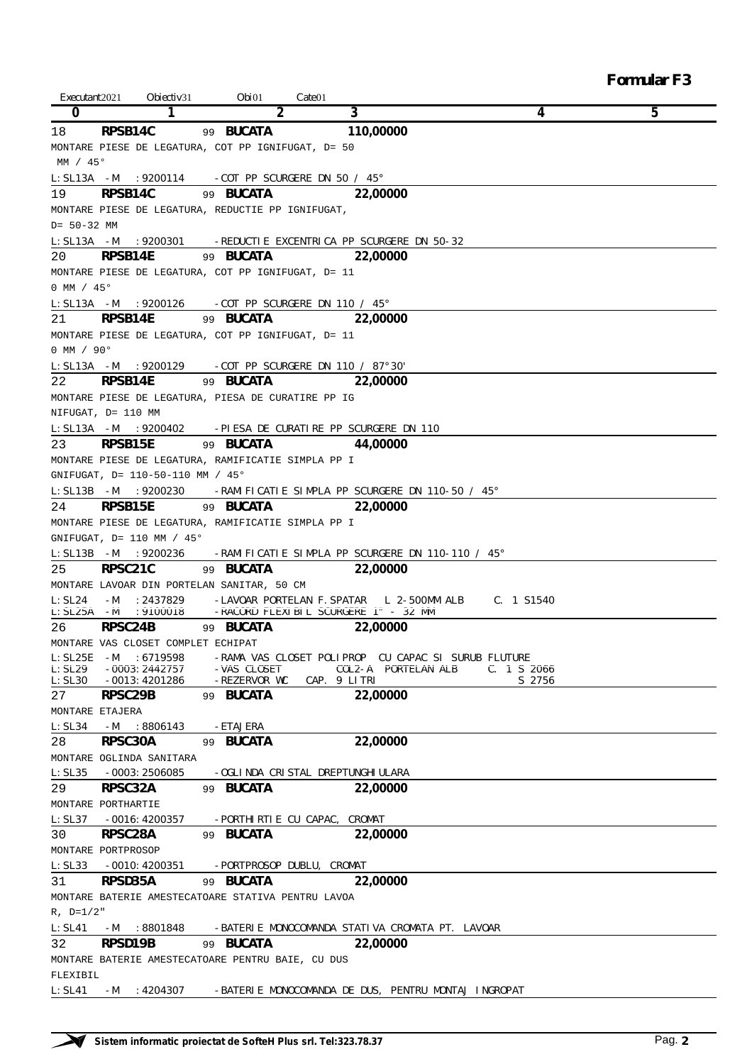**Formular F3**

Executant2021 Obiectiv31 Obi01 Cate01

| 0 | 1 | 2 | 3 | 4 | 5 |
|---|---|---|---|---|---|
| 18 | **RPSB14C** | 99 **BUCATA** | **110,00000** | | |
| | MONTARE PIESE DE LEGATURA, COT PP IGNIFUGAT, D= 50 MM / 45° | | | | |
| | L:SL13A -M :9200114 -COT PP SCURGERE DN 50 / 45° | | | | |
| 19 | **RPSB14C** | 99 **BUCATA** | **22,00000** | | |
| | MONTARE PIESE DE LEGATURA, REDUCTIE PP IGNIFUGAT, D= 50-32 MM | | | | |
| | L:SL13A -M :9200301 -REDUCTIE EXCENTRICA PP SCURGERE DN 50-32 | | | | |
| 20 | **RPSB14E** | 99 **BUCATA** | **22,00000** | | |
| | MONTARE PIESE DE LEGATURA, COT PP IGNIFUGAT, D= 110 MM / 45° | | | | |
| | L:SL13A -M :9200126 -COT PP SCURGERE DN 110 / 45° | | | | |
| 21 | **RPSB14E** | 99 **BUCATA** | **22,00000** | | |
| | MONTARE PIESE DE LEGATURA, COT PP IGNIFUGAT, D= 110 MM / 90° | | | | |
| | L:SL13A -M :9200129 -COT PP SCURGERE DN 110 / 87°30' | | | | |
| 22 | **RPSB14E** | 99 **BUCATA** | **22,00000** | | |
| | MONTARE PIESE DE LEGATURA, PIESA DE CURATIRE PP IGNIFUGAT, D= 110 MM | | | | |
| | L:SL13A -M :9200402 -PIESA DE CURATIRE PP SCURGERE DN 110 | | | | |
| 23 | **RPSB15E** | 99 **BUCATA** | **44,00000** | | |
| | MONTARE PIESE DE LEGATURA, RAMIFICATIE SIMPLA PP IGNIFUGAT, D= 110-50-110 MM / 45° | | | | |
| | L:SL13B -M :9200230 -RAMIFICATIE SIMPLA PP SCURGERE DN 110-50 / 45° | | | | |
| 24 | **RPSB15E** | 99 **BUCATA** | **22,00000** | | |
| | MONTARE PIESE DE LEGATURA, RAMIFICATIE SIMPLA PP IGNIFUGAT, D= 110 MM / 45° | | | | |
| | L:SL13B -M :9200236 -RAMIFICATIE SIMPLA PP SCURGERE DN 110-110 / 45° | | | | |
| 25 | **RPSC21C** | 99 **BUCATA** | **22,00000** | | |
| | MONTARE LAVOAR DIN PORTELAN SANITAR, 50 CM | | | | |
| | L:SL24 -M :2437829 -LAVOAR PORTELAN F.SPATAR L 2-500MM ALB C. 1 S1540 | | | | |
| | L:SL25A -M :9100018 -RACORD FLEXIBIL SCURGERE 1" - 32 MM | | | | |
| 26 | **RPSC24B** | 99 **BUCATA** | **22,00000** | | |
| | MONTARE VAS CLOSET COMPLET ECHIPAT | | | | |
| | L:SL25E -M :6719598 -RAMA VAS CLOSET POLIPROP CU CAPAC SI SURUB FLUTURE | | | | |
| | L:SL29 -0003:2442757 -VAS CLOSET COL2-A PORTELAN ALB C. 1 S 2066 | | | | |
| | L:SL30 -0013:4201286 -REZERVOR WC CAP. 9 LITRI S 2756 | | | | |
| 27 | **RPSC29B** | 99 **BUCATA** | **22,00000** | | |
| | MONTARE ETAJERA | | | | |
| | L:SL34 -M :8806143 -ETAJERA | | | | |
| 28 | **RPSC30A** | 99 **BUCATA** | **22,00000** | | |
| | MONTARE OGLINDA SANITARA | | | | |
| | L:SL35 -0003:2506085 -OGLINDA CRISTAL DREPTUNGHIULARA | | | | |
| 29 | **RPSC32A** | 99 **BUCATA** | **22,00000** | | |
| | MONTARE PORTHARTIE | | | | |
| | L:SL37 -0016:4200357 -PORTHIRTIE CU CAPAC, CROMAT | | | | |
| 30 | **RPSC28A** | 99 **BUCATA** | **22,00000** | | |
| | MONTARE PORTPROSOP | | | | |
| | L:SL33 -0010:4200351 -PORTPROSOP DUBLU, CROMAT | | | | |
| 31 | **RPSD35A** | 99 **BUCATA** | **22,00000** | | |
| | MONTARE BATERIE AMESTECATOARE STATIVA PENTRU LAVOAR, D=1/2" | | | | |
| | L:SL41 -M :8801848 -BATERIE MONOCOMANDA STATIVA CROMATA PT. LAVOAR | | | | |
| 32 | **RPSD19B** | 99 **BUCATA** | **22,00000** | | |
| | MONTARE BATERIE AMESTECATOARE PENTRU BAIE, CU DUS FLEXIBIL | | | | |
| | L:SL41 -M :4204307 -BATERIE MONOCOMANDA DE DUS, PENTRU MONTAJ INGROPAT | | | | |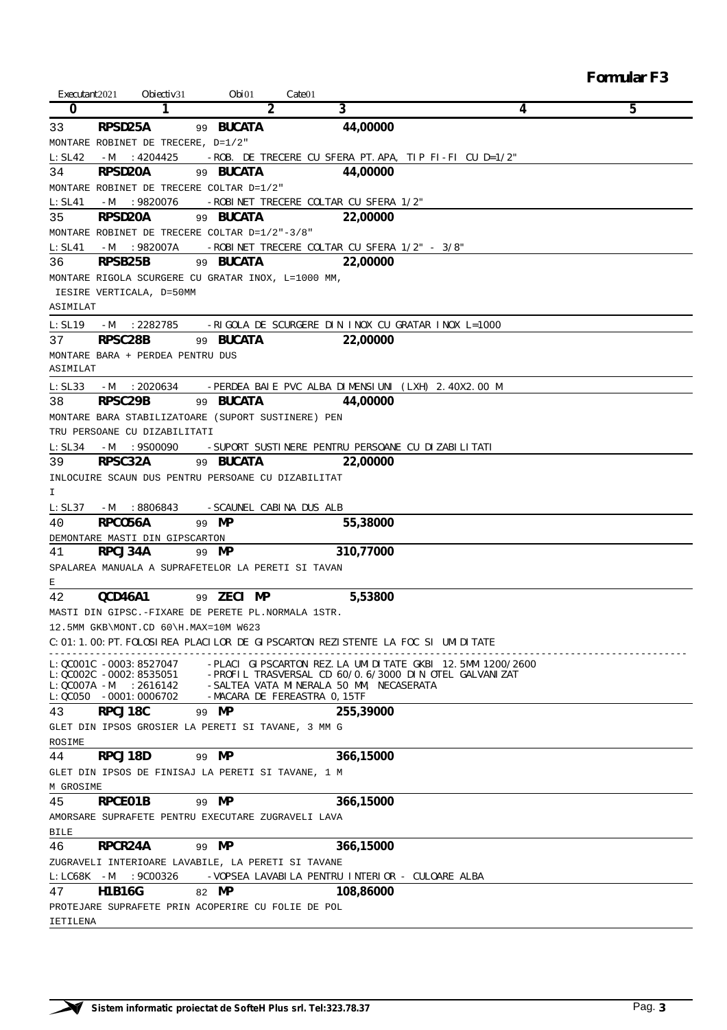**Formular F3**

Executant2021 Obiectiv31 Obi01 Cate01

| 0 | 1 | 2 | 3 | 4 | 5 |
|---|---|---|---|---|---|
| 33 | **RPSD25A** | 99 **BUCATA** | **44,00000** | | |
| MONTARE ROBINET DE TRECERE, D=1/2" | | | | | |
| L:SL42 -M :4204425 | | -ROB. DE TRECERE CU SFERA PT.APA, TIP FI-FI CU D=1/2" | | | |
| 34 | **RPSD20A** | 99 **BUCATA** | **44,00000** | | |
| MONTARE ROBINET DE TRECERE COLTAR D=1/2" | | | | | |
| L:SL41 -M :9820076 | | -ROBINET TRECERE COLTAR CU SFERA 1/2" | | | |
| 35 | **RPSD20A** | 99 **BUCATA** | **22,00000** | | |
| MONTARE ROBINET DE TRECERE COLTAR D=1/2"-3/8" | | | | | |
| L:SL41 -M :982007A | | -ROBINET TRECERE COLTAR CU SFERA 1/2" - 3/8" | | | |
| 36 | **RPSB25B** | 99 **BUCATA** | **22,00000** | | |
| MONTARE RIGOLA SCURGERE CU GRATAR INOX, L=1000 MM, IESIRE VERTICALA, D=50MM ASIMILAT | | | | | |
| L:SL19 -M :2282785 | | -RIGOLA DE SCURGERE DIN INOX CU GRATAR INOX L=1000 | | | |
| 37 | **RPSC28B** | 99 **BUCATA** | **22,00000** | | |
| MONTARE BARA + PERDEA PENTRU DUS ASIMILAT | | | | | |
| L:SL33 -M :2020634 | | -PERDEA BAIE PVC ALBA DIMENSIUNI (LXH) 2.40X2.00 M | | | |
| 38 | **RPSC29B** | 99 **BUCATA** | **44,00000** | | |
| MONTARE BARA STABILIZATOARE (SUPORT SUSTINERE) PENTRU PERSOANE CU DIZABILITATI | | | | | |
| L:SL34 -M :9S00090 | | -SUPORT SUSTINERE PENTRU PERSOANE CU DIZABILITATI | | | |
| 39 | **RPSC32A** | 99 **BUCATA** | **22,00000** | | |
| INLOCUIRE SCAUN DUS PENTRU PERSOANE CU DIZABILITATI | | | | | |
| L:SL37 -M :8806843 | | -SCAUNEL CABINA DUS ALB | | | |
| 40 | **RPCO56A** | 99 **MP** | **55,38000** | | |
| DEMONTARE MASTI DIN GIPSCARTON | | | | | |
| 41 | **RPCJ34A** | 99 **MP** | **310,77000** | | |
| SPALAREA MANUALA A SUPRAFETELOR LA PERETI SI TAVANE | | | | | |
| 42 | **QCD46A1** | 99 **ZECI MP** | **5,53800** | | |
| MASTI DIN GIPSC.-FIXARE DE PERETE PL.NORMALA 1STR. 12.5MM GKB\MONT.CD 60\H.MAX=10M W623 | | | | | |
| C:01:1.00:PT.FOLOSIREA PLACILOR DE GIPSCARTON REZISTENTE LA FOC SI UMIDITATE | | | | | |
| L:QC001C -0003:8527047 | | -PLACI GIPSCARTON REZ.LA UMIDITATE GKBI 12.5MM 1200/2600 | | | |
| L:QC002C -0002:8535051 | | -PROFIL TRASVERSAL CD 60/0.6/3000 DIN OTEL GALVANIZAT | | | |
| L:QC007A -M :2616142 | | -SALTEA VATA MINERALA 50 MM, NECASERATA | | | |
| L:QC050 -0001:0006702 | | -MACARA DE FEREASTRA 0,15TF | | | |
| 43 | **RPCJ18C** | 99 **MP** | **255,39000** | | |
| GLET DIN IPSOS GROSIER LA PERETI SI TAVANE, 3 MM GROSIME | | | | | |
| 44 | **RPCJ18D** | 99 **MP** | **366,15000** | | |
| GLET DIN IPSOS DE FINISAJ LA PERETI SI TAVANE, 1 MM GROSIME | | | | | |
| 45 | **RPCE01B** | 99 **MP** | **366,15000** | | |
| AMORSARE SUPRAFETE PENTRU EXECUTARE ZUGRAVELI LAVABILE | | | | | |
| 46 | **RPCR24A** | 99 **MP** | **366,15000** | | |
| ZUGRAVELI INTERIOARE LAVABILE, LA PERETI SI TAVANE | | | | | |
| L:LC68K -M :9C00326 | | -VOPSEA LAVABILA PENTRU INTERIOR - CULOARE ALBA | | | |
| 47 | **H1B16G** | 82 **MP** | **108,86000** | | |
| PROTEJARE SUPRAFETE PRIN ACOPERIRE CU FOLIE DE POLIETILENA | | | | | |

**Sistem informatic proiectat de SofteH Plus srl. Tel:323.78.37**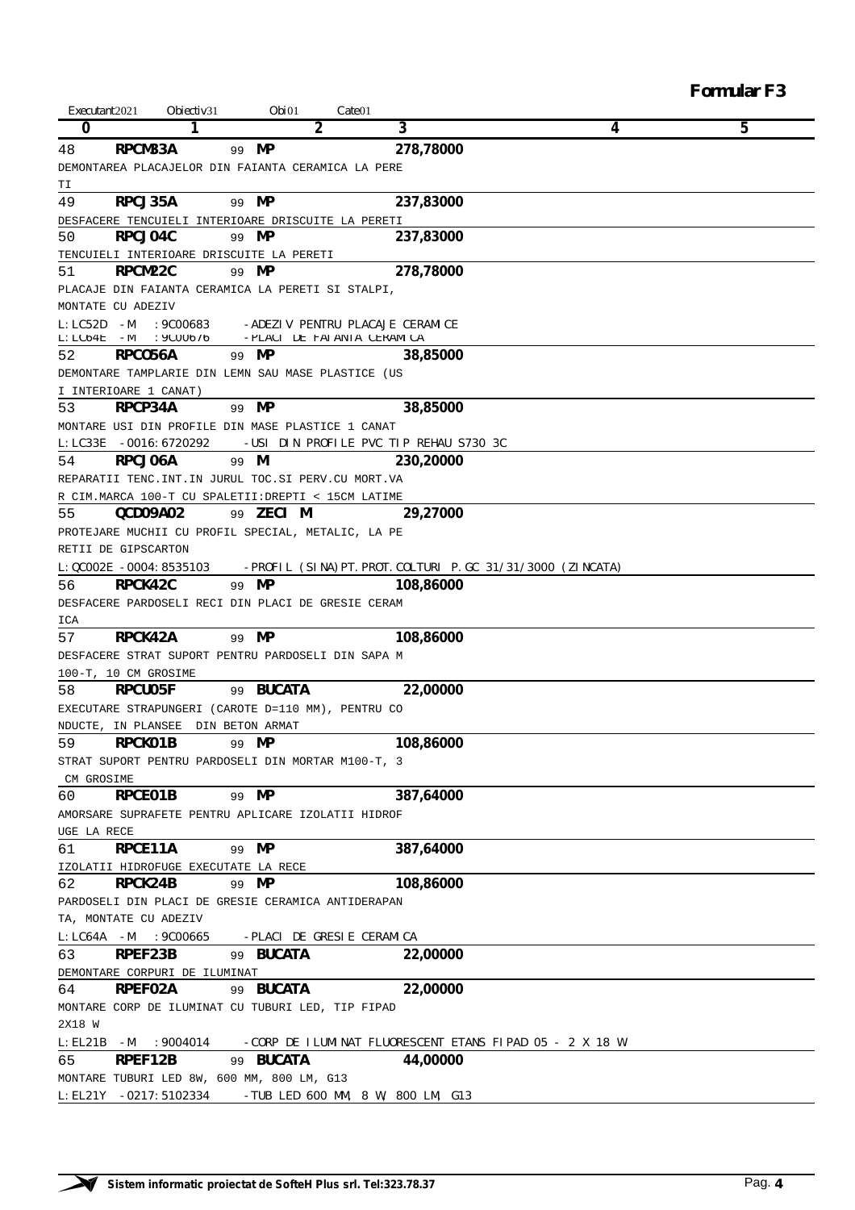**Formular F3**

Executant2021 Obiectiv31 Obi01 Cate01

| 0 | 1 | 2 | 3 | 4 | 5 |
|---|---|---|---|---|---|
| 48 | RPCM33A | 99 MP | 278,78000 | | |
| DEMONTAREA PLACAJELOR DIN FAIANTA CERAMICA LA PERE TI | | | | | |
| 49 | RPCJ35A | 99 MP | 237,83000 | | |
| DESFACERE TENCUIELI INTERIOARE DRISCUITE LA PERETI | | | | | |
| 50 | RPCJ04C | 99 MP | 237,83000 | | |
| TENCUIELI INTERIOARE DRISCUITE LA PERETI | | | | | |
| 51 | RPCM22C | 99 MP | 278,78000 | | |
| PLACAJE DIN FAIANTA CERAMICA LA PERETI SI STALPI, MONTATE CU ADEZIV | | | | | |
| L:LC52D -M :9C00683 -ADEZIV PENTRU PLACAJE CERAMICE | | | | | |
| L:LC64E -M :9C00676 -PLACI DE FAIANTA CERAMICA | | | | | |
| 52 | RPCO56A | 99 MP | 38,85000 | | |
| DEMONTARE TAMPLARIE DIN LEMN SAU MASE PLASTICE (USI INTERIOARE 1 CANAT) | | | | | |
| 53 | RPCP34A | 99 MP | 38,85000 | | |
| MONTARE USI DIN PROFILE DIN MASE PLASTICE 1 CANAT | | | | | |
| L:LC33E -0016:6720292 -USI DIN PROFILE PVC TIP REHAU S730 3C | | | | | |
| 54 | RPCJ06A | 99 M | 230,20000 | | |
| REPARATII TENC.INT.IN JURUL TOC.SI PERV.CU MORT.VAR CIM.MARCA 100-T CU SPALETII:DREPTI < 15CM LATIME | | | | | |
| 55 | QCD09A02 | 99 ZECI M | 29,27000 | | |
| PROTEJARE MUCHII CU PROFIL SPECIAL, METALIC, LA PERETII DE GIPSCARTON | | | | | |
| L:QC002E -0004:8535103 -PROFIL (SINA)PT.PROT.COLTURI P.GC 31/31/3000 (ZINCATA) | | | | | |
| 56 | RPCK42C | 99 MP | 108,86000 | | |
| DESFACERE PARDOSELI RECI DIN PLACI DE GRESIE CERAMICA | | | | | |
| 57 | RPCK42A | 99 MP | 108,86000 | | |
| DESFACERE STRAT SUPORT PENTRU PARDOSELI DIN SAPA M 100-T, 10 CM GROSIME | | | | | |
| 58 | RPCU05F | 99 BUCATA | 22,00000 | | |
| EXECUTARE STRAPUNGERI (CAROTE D=110 MM), PENTRU CONDUCTE, IN PLANSEE DIN BETON ARMAT | | | | | |
| 59 | RPCK01B | 99 MP | 108,86000 | | |
| STRAT SUPORT PENTRU PARDOSELI DIN MORTAR M100-T, 3 CM GROSIME | | | | | |
| 60 | RPCE01B | 99 MP | 387,64000 | | |
| AMORSARE SUPRAFETE PENTRU APLICARE IZOLATII HIDROFUGE LA RECE | | | | | |
| 61 | RPCE11A | 99 MP | 387,64000 | | |
| IZOLATII HIDROFUGE EXECUTATE LA RECE | | | | | |
| 62 | RPCK24B | 99 MP | 108,86000 | | |
| PARDOSELI DIN PLACI DE GRESIE CERAMICA ANTIDERAPANTA, MONTATE CU ADEZIV | | | | | |
| L:LC64A -M :9C00665 -PLACI DE GRESIE CERAMICA | | | | | |
| 63 | RPEF23B | 99 BUCATA | 22,00000 | | |
| DEMONTARE CORPURI DE ILUMINAT | | | | | |
| 64 | RPEF02A | 99 BUCATA | 22,00000 | | |
| MONTARE CORP DE ILUMINAT CU TUBURI LED, TIP FIPAD 2X18 W | | | | | |
| L:EL21B -M :9004014 -CORP DE ILUMINAT FLUORESCENT ETANS FIPAD 05 - 2 X 18 W | | | | | |
| 65 | RPEF12B | 99 BUCATA | 44,00000 | | |
| MONTARE TUBURI LED 8W, 600 MM, 800 LM, G13 | | | | | |
| L:EL21Y -0217:5102334 -TUB LED 600 MM, 8 W, 800 LM, G13 | | | | | |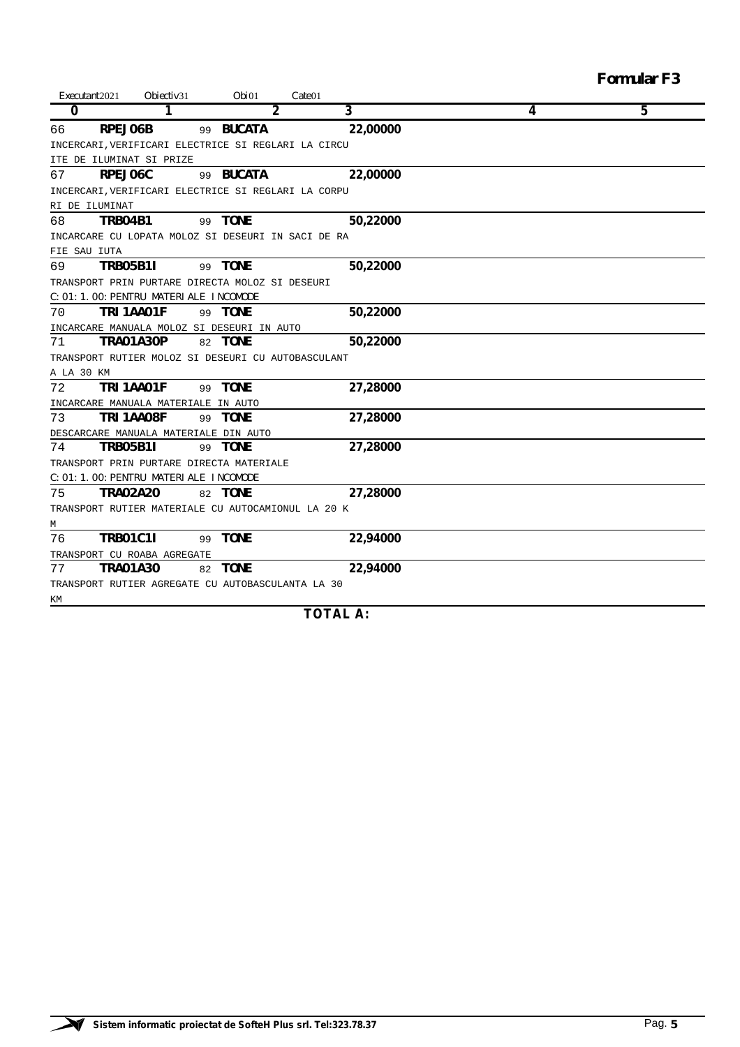**Formular F3**

Executant2021 Obiectiv31 Obi01 Cate01

| 0 | 1 | 2 | 3 | 4 | 5 |
|---|---|---|---|---|---|
| 66 | **RPEJ06B** 99 | **BUCATA** | **22,00000** | | |
| INCERCARI,VERIFICARI ELECTRICE SI REGLARI LA CIRCUITE DE ILUMINAT SI PRIZE | | | | | |
| 67 | **RPEJ06C** 99 | **BUCATA** | **22,00000** | | |
| INCERCARI,VERIFICARI ELECTRICE SI REGLARI LA CORPURI DE ILUMINAT | | | | | |
| 68 | **TRB04B1** 99 | **TONE** | **50,22000** | | |
| INCARCARE CU LOPATA MOLOZ SI DESEURI IN SACI DE RAFIE SAU IUTA | | | | | |
| 69 | **TRB05B1I** 99 | **TONE** | **50,22000** | | |
| TRANSPORT PRIN PURTARE DIRECTA MOLOZ SI DESEURI C: 01: 1. 00: PENTRU MATERIALE INCOMODE | | | | | |
| 70 | **TRI1AA01F** 99 | **TONE** | **50,22000** | | |
| INCARCARE MANUALA MOLOZ SI DESEURI IN AUTO | | | | | |
| 71 | **TRA01A30P** 82 | **TONE** | **50,22000** | | |
| TRANSPORT RUTIER MOLOZ SI DESEURI CU AUTOBASCULANTA LA 30 KM | | | | | |
| 72 | **TRI1AA01F** 99 | **TONE** | **27,28000** | | |
| INCARCARE MANUALA MATERIALE IN AUTO | | | | | |
| 73 | **TRI1AA08F** 99 | **TONE** | **27,28000** | | |
| DESCARCARE MANUALA MATERIALE DIN AUTO | | | | | |
| 74 | **TRB05B1I** 99 | **TONE** | **27,28000** | | |
| TRANSPORT PRIN PURTARE DIRECTA MATERIALE C: 01: 1. 00: PENTRU MATERIALE INCOMODE | | | | | |
| 75 | **TRA02A20** 82 | **TONE** | **27,28000** | | |
| TRANSPORT RUTIER MATERIALE CU AUTOCAMIONUL LA 20 KM | | | | | |
| 76 | **TRB01C1I** 99 | **TONE** | **22,94000** | | |
| TRANSPORT CU ROABA AGREGATE | | | | | |
| 77 | **TRA01A30** 82 | **TONE** | **22,94000** | | |
| TRANSPORT RUTIER AGREGATE CU AUTOBASCULANTA LA 30 KM | | | | | |

**TOTAL A:**

**Sistem informatic proiectat de SofteH Plus srl. Tel:323.78.37**